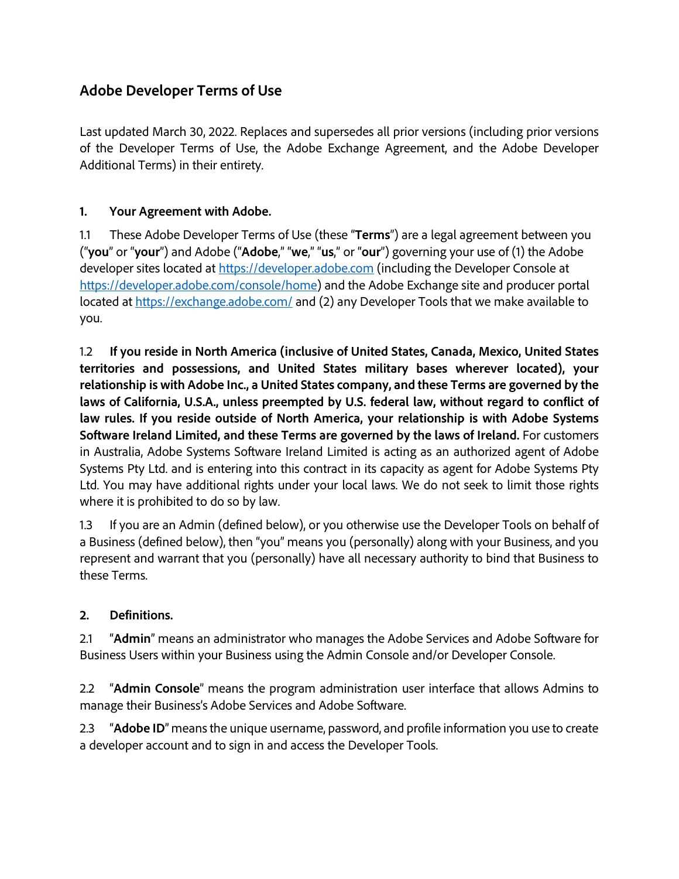# Adobe Developer Terms of Use

Last updated March 30, 2022. Replaces and supersedes all prior versions (including prior versions of the Developer Terms of Use, the Adobe Exchange Agreement, and the Adobe Developer Additional Terms) in their entirety.

## 1. Your Agreement with Adobe.

1.1 These Adobe Developer Terms of Use (these "**Terms**") are a legal agreement between you ("**you**" or "**your**") and Adobe ("**Adobe**," "**we**," "**us**," or "**our**") governing your use of (1) the Adobe developer sites located at [https://developer.adobe.com](https://developer.adobe.com) (including the Developer Console at [https://developer.adobe.com/console/home](https://developer.adobe.com/console/home)) and the Adobe Exchange site and producer portal located at [https://exchange.adobe.com/](https://exchange.adobe.com/) and (2) any Developer Tools that we make available to you.

1.2 **If you reside in North America (inclusive of United States, Canada, Mexico, United States territories and possessions, and United States military bases wherever located), your relationship is with Adobe Inc., a United States company, and these Terms are governed by the laws of California, U.S.A., unless preempted by U.S. federal law, without regard to conflict of law rules. If you reside outside of North America, your relationship is with Adobe Systems Software Ireland Limited, and these Terms are governed by the laws of Ireland.** For customers in Australia, Adobe Systems Software Ireland Limited is acting as an authorized agent of Adobe Systems Pty Ltd. and is entering into this contract in its capacity as agent for Adobe Systems Pty Ltd. You may have additional rights under your local laws. We do not seek to limit those rights where it is prohibited to do so by law.

1.3 If you are an Admin (defined below), or you otherwise use the Developer Tools on behalf of a Business (defined below), then "you" means you (personally) along with your Business, and you represent and warrant that you (personally) have all necessary authority to bind that Business to these Terms.

## 2. Definitions.

2.1 "**Admin**" means an administrator who manages the Adobe Services and Adobe Software for Business Users within your Business using the Admin Console and/or Developer Console.

2.2 "**Admin Console**" means the program administration user interface that allows Admins to manage their Business's Adobe Services and Adobe Software.

2.3 "**Adobe ID**" means the unique username, password, and profile information you use to create a developer account and to sign in and access the Developer Tools.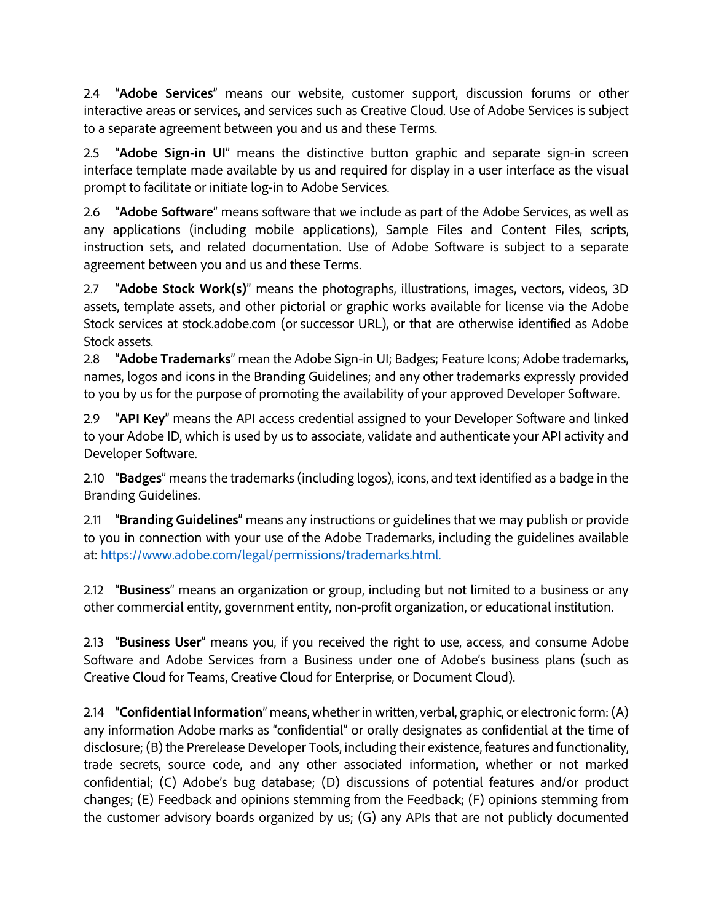2.4 "**Adobe Services**" means our website, customer support, discussion forums or other interactive areas or services, and services such as Creative Cloud. Use of Adobe Services is subject to a separate agreement between you and us and these Terms.

2.5 "**Adobe Sign-in UI**" means the distinctive button graphic and separate sign-in screen interface template made available by us and required for display in a user interface as the visual prompt to facilitate or initiate log-in to Adobe Services.

2.6 "**Adobe Software**" means software that we include as part of the Adobe Services, as well as any applications (including mobile applications), Sample Files and Content Files, scripts, instruction sets, and related documentation. Use of Adobe Software is subject to a separate agreement between you and us and these Terms.

2.7 "**Adobe Stock Work(s)**" means the photographs, illustrations, images, vectors, videos, 3D assets, template assets, and other pictorial or graphic works available for license via the Adobe Stock services at stock.adobe.com (or successor URL), or that are otherwise identified as Adobe Stock assets.

2.8 "**Adobe Trademarks**" mean the Adobe Sign-in UI; Badges; Feature Icons; Adobe trademarks, names, logos and icons in the Branding Guidelines; and any other trademarks expressly provided to you by us for the purpose of promoting the availability of your approved Developer Software.

2.9 "**API Key**" means the API access credential assigned to your Developer Software and linked to your Adobe ID, which is used by us to associate, validate and authenticate your API activity and Developer Software.

2.10 "**Badges**" means the trademarks (including logos), icons, and text identified as a badge in the Branding Guidelines.

2.11 "**Branding Guidelines**" means any instructions or guidelines that we may publish or provide to you in connection with your use of the Adobe Trademarks, including the guidelines available at: [https://www.adobe.com/legal/permissions/trademarks.html.](https://www.adobe.com/legal/permissions/trademarks.html)

2.12 "**Business**" means an organization or group, including but not limited to a business or any other commercial entity, government entity, non-profit organization, or educational institution.

2.13 "**Business User**" means you, if you received the right to use, access, and consume Adobe Software and Adobe Services from a Business under one of Adobe's business plans (such as Creative Cloud for Teams, Creative Cloud for Enterprise, or Document Cloud).

2.14 "**Confidential Information**" means, whether in written, verbal, graphic, or electronic form: (A) any information Adobe marks as "confidential" or orally designates as confidential at the time of disclosure; (B) the Prerelease Developer Tools, including their existence, features and functionality, trade secrets, source code, and any other associated information, whether or not marked confidential; (C) Adobe's bug database; (D) discussions of potential features and/or product changes; (E) Feedback and opinions stemming from the Feedback; (F) opinions stemming from the customer advisory boards organized by us; (G) any APIs that are not publicly documented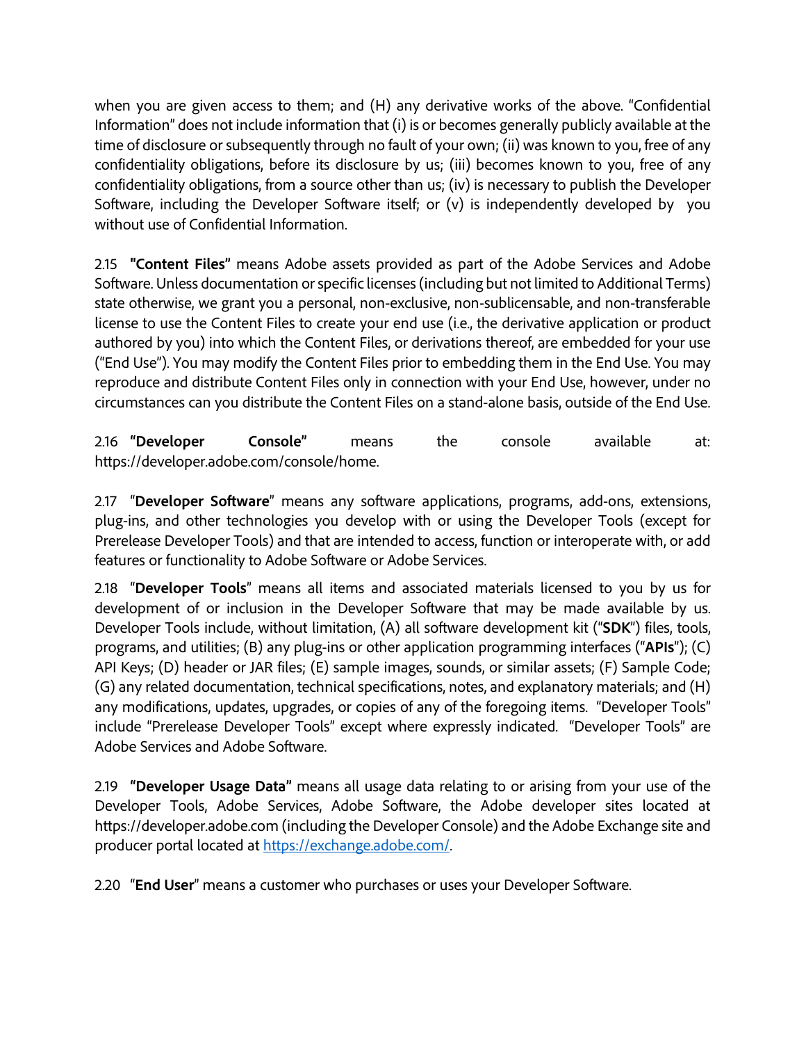when you are given access to them; and (H) any derivative works of the above. "Confidential Information" does not include information that (i) is or becomes generally publicly available at the time of disclosure or subsequently through no fault of your own; (ii) was known to you, free of any confidentiality obligations, before its disclosure by us; (iii) becomes known to you, free of any confidentiality obligations, from a source other than us; (iv) is necessary to publish the Developer Software, including the Developer Software itself; or (v) is independently developed by you without use of Confidential Information.

2.15 **"Content Files"** means Adobe assets provided as part of the Adobe Services and Adobe Software. Unless documentation or specific licenses (including but not limited to Additional Terms) state otherwise, we grant you a personal, non-exclusive, non-sublicensable, and non-transferable license to use the Content Files to create your end use (i.e., the derivative application or product authored by you) into which the Content Files, or derivations thereof, are embedded for your use ("End Use"). You may modify the Content Files prior to embedding them in the End Use. You may reproduce and distribute Content Files only in connection with your End Use, however, under no circumstances can you distribute the Content Files on a stand-alone basis, outside of the End Use.

2.16 **"Developer Console"** means the console available at: https://developer.adobe.com/console/home.

2.17 "**Developer Software**" means any software applications, programs, add-ons, extensions, plug-ins, and other technologies you develop with or using the Developer Tools (except for Prerelease Developer Tools) and that are intended to access, function or interoperate with, or add features or functionality to Adobe Software or Adobe Services.

2.18 "**Developer Tools**" means all items and associated materials licensed to you by us for development of or inclusion in the Developer Software that may be made available by us. Developer Tools include, without limitation, (A) all software development kit ("**SDK**") files, tools, programs, and utilities; (B) any plug-ins or other application programming interfaces ("**APIs**"); (C) API Keys; (D) header or JAR files; (E) sample images, sounds, or similar assets; (F) Sample Code; (G) any related documentation, technical specifications, notes, and explanatory materials; and (H) any modifications, updates, upgrades, or copies of any of the foregoing items. "Developer Tools" include "Prerelease Developer Tools" except where expressly indicated. "Developer Tools" are Adobe Services and Adobe Software.

2.19 **"Developer Usage Data"** means all usage data relating to or arising from your use of the Developer Tools, Adobe Services, Adobe Software, the Adobe developer sites located at https://developer.adobe.com (including the Developer Console) and the Adobe Exchange site and producer portal located at [https://exchange.adobe.com/](https://exchange.adobe.com/).

2.20 "**End User**" means a customer who purchases or uses your Developer Software.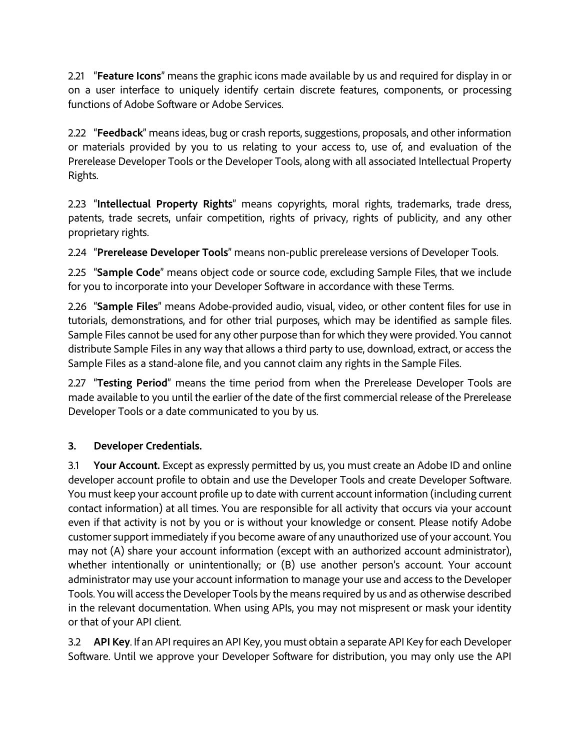2.21 "**Feature Icons**" means the graphic icons made available by us and required for display in or on a user interface to uniquely identify certain discrete features, components, or processing functions of Adobe Software or Adobe Services.

2.22 "**Feedback**" means ideas, bug or crash reports, suggestions, proposals, and other information or materials provided by you to us relating to your access to, use of, and evaluation of the Prerelease Developer Tools or the Developer Tools, along with all associated Intellectual Property Rights.

2.23 "**Intellectual Property Rights**" means copyrights, moral rights, trademarks, trade dress, patents, trade secrets, unfair competition, rights of privacy, rights of publicity, and any other proprietary rights.

2.24 "**Prerelease Developer Tools**" means non-public prerelease versions of Developer Tools.

2.25 "**Sample Code**" means object code or source code, excluding Sample Files, that we include for you to incorporate into your Developer Software in accordance with these Terms.

2.26 "**Sample Files**" means Adobe-provided audio, visual, video, or other content files for use in tutorials, demonstrations, and for other trial purposes, which may be identified as sample files. Sample Files cannot be used for any other purpose than for which they were provided. You cannot distribute Sample Files in any way that allows a third party to use, download, extract, or access the Sample Files as a stand-alone file, and you cannot claim any rights in the Sample Files.

2.27 "**Testing Period**" means the time period from when the Prerelease Developer Tools are made available to you until the earlier of the date of the first commercial release of the Prerelease Developer Tools or a date communicated to you by us.

**3. Developer Credentials.**

3.1 **Your Account.** Except as expressly permitted by us, you must create an Adobe ID and online developer account profile to obtain and use the Developer Tools and create Developer Software. You must keep your account profile up to date with current account information (including current contact information) at all times. You are responsible for all activity that occurs via your account even if that activity is not by you or is without your knowledge or consent. Please notify Adobe customer support immediately if you become aware of any unauthorized use of your account. You may not (A) share your account information (except with an authorized account administrator), whether intentionally or unintentionally; or (B) use another person's account. Your account administrator may use your account information to manage your use and access to the Developer Tools. You will access the Developer Tools by the means required by us and as otherwise described in the relevant documentation. When using APIs, you may not mispresent or mask your identity or that of your API client.

3.2 **API Key**. If an API requires an API Key, you must obtain a separate API Key for each Developer Software. Until we approve your Developer Software for distribution, you may only use the API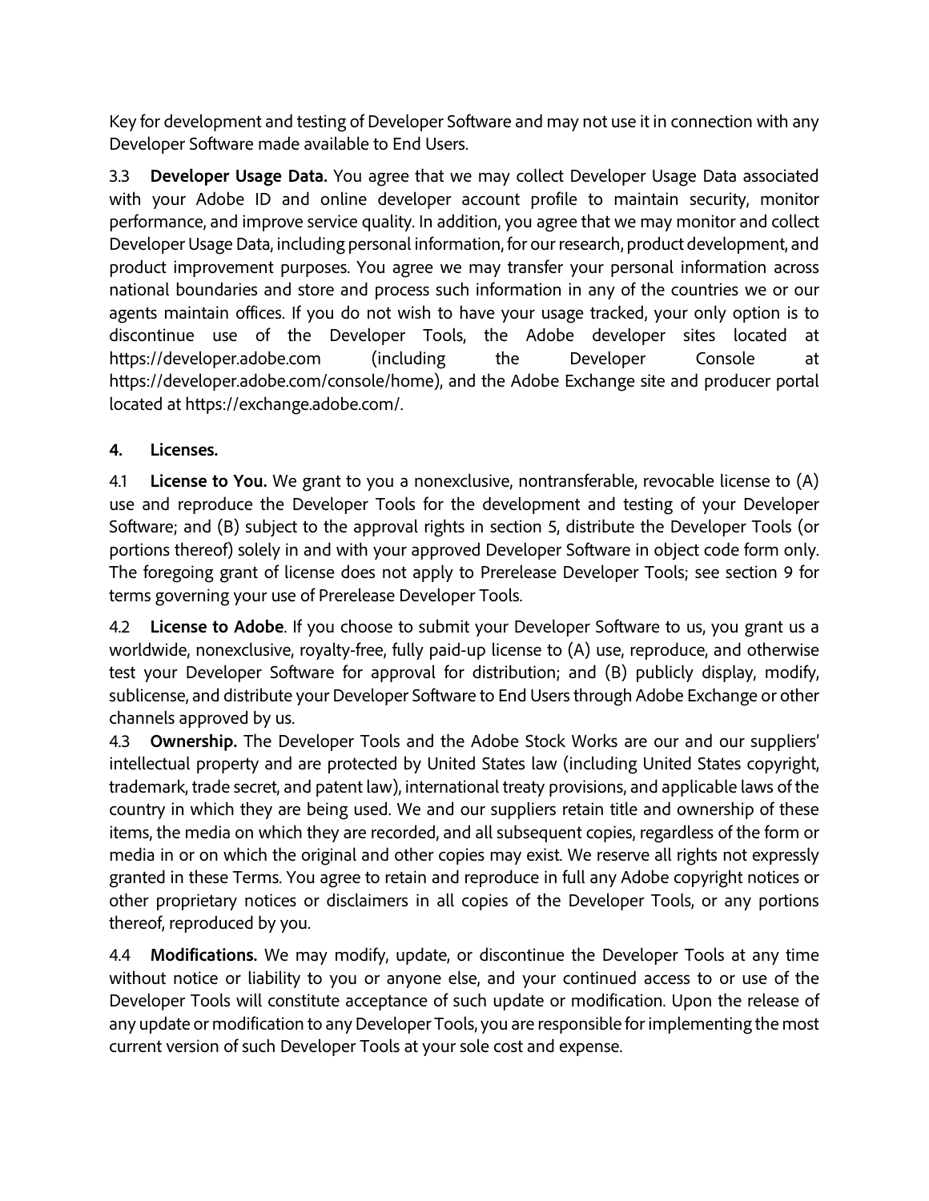Key for development and testing of Developer Software and may not use it in connection with any Developer Software made available to End Users.

3.3 **Developer Usage Data.** You agree that we may collect Developer Usage Data associated with your Adobe ID and online developer account profile to maintain security, monitor performance, and improve service quality. In addition, you agree that we may monitor and collect Developer Usage Data, including personal information, for our research, product development, and product improvement purposes. You agree we may transfer your personal information across national boundaries and store and process such information in any of the countries we or our agents maintain offices. If you do not wish to have your usage tracked, your only option is to discontinue use of the Developer Tools, the Adobe developer sites located at https://developer.adobe.com (including the Developer Console at https://developer.adobe.com/console/home), and the Adobe Exchange site and producer portal located at https://exchange.adobe.com/.

**4. Licenses.**

4.1 **License to You.** We grant to you a nonexclusive, nontransferable, revocable license to (A) use and reproduce the Developer Tools for the development and testing of your Developer Software; and (B) subject to the approval rights in section 5, distribute the Developer Tools (or portions thereof) solely in and with your approved Developer Software in object code form only. The foregoing grant of license does not apply to Prerelease Developer Tools; see section 9 for terms governing your use of Prerelease Developer Tools.

4.2 **License to Adobe**. If you choose to submit your Developer Software to us, you grant us a worldwide, nonexclusive, royalty-free, fully paid-up license to (A) use, reproduce, and otherwise test your Developer Software for approval for distribution; and (B) publicly display, modify, sublicense, and distribute your Developer Software to End Users through Adobe Exchange or other channels approved by us.

4.3 **Ownership.** The Developer Tools and the Adobe Stock Works are our and our suppliers' intellectual property and are protected by United States law (including United States copyright, trademark, trade secret, and patent law), international treaty provisions, and applicable laws of the country in which they are being used. We and our suppliers retain title and ownership of these items, the media on which they are recorded, and all subsequent copies, regardless of the form or media in or on which the original and other copies may exist. We reserve all rights not expressly granted in these Terms. You agree to retain and reproduce in full any Adobe copyright notices or other proprietary notices or disclaimers in all copies of the Developer Tools, or any portions thereof, reproduced by you.

4.4 **Modifications.** We may modify, update, or discontinue the Developer Tools at any time without notice or liability to you or anyone else, and your continued access to or use of the Developer Tools will constitute acceptance of such update or modification. Upon the release of any update or modification to any Developer Tools, you are responsible for implementing the most current version of such Developer Tools at your sole cost and expense.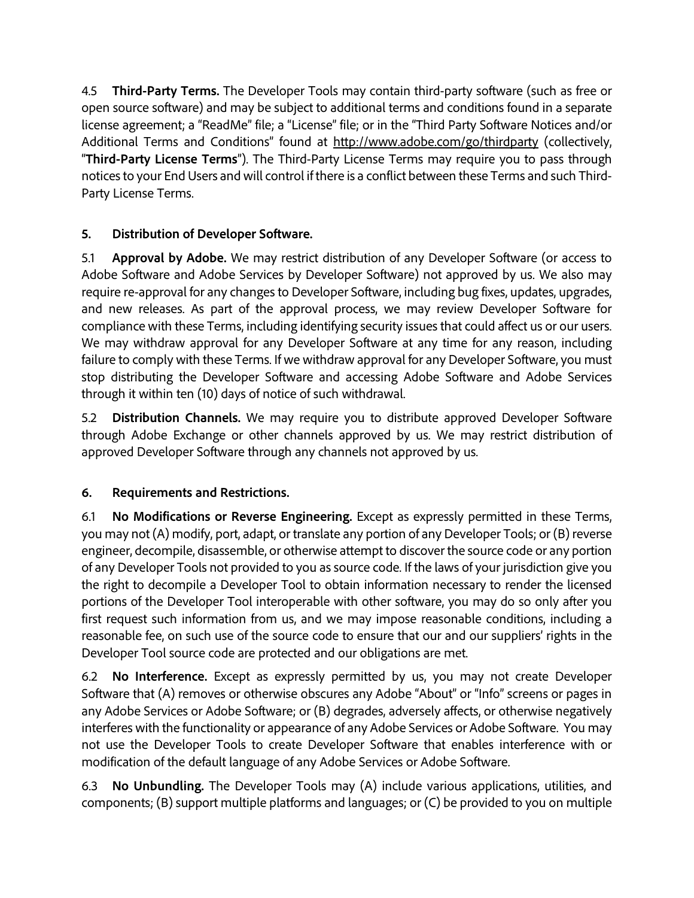4.5 **Third-Party Terms.** The Developer Tools may contain third-party software (such as free or open source software) and may be subject to additional terms and conditions found in a separate license agreement; a "ReadMe" file; a "License" file; or in the "Third Party Software Notices and/or Additional Terms and Conditions" found at http://www.adobe.com/go/thirdparty (collectively, "**Third-Party License Terms**"). The Third-Party License Terms may require you to pass through notices to your End Users and will control if there is a conflict between these Terms and such Third-Party License Terms.

## 5. Distribution of Developer Software.

5.1 **Approval by Adobe.** We may restrict distribution of any Developer Software (or access to Adobe Software and Adobe Services by Developer Software) not approved by us. We also may require re-approval for any changes to Developer Software, including bug fixes, updates, upgrades, and new releases. As part of the approval process, we may review Developer Software for compliance with these Terms, including identifying security issues that could affect us or our users. We may withdraw approval for any Developer Software at any time for any reason, including failure to comply with these Terms. If we withdraw approval for any Developer Software, you must stop distributing the Developer Software and accessing Adobe Software and Adobe Services through it within ten (10) days of notice of such withdrawal.

5.2 **Distribution Channels.** We may require you to distribute approved Developer Software through Adobe Exchange or other channels approved by us. We may restrict distribution of approved Developer Software through any channels not approved by us.

## 6. Requirements and Restrictions.

6.1 **No Modifications or Reverse Engineering.** Except as expressly permitted in these Terms, you may not (A) modify, port, adapt, or translate any portion of any Developer Tools; or (B) reverse engineer, decompile, disassemble, or otherwise attempt to discover the source code or any portion of any Developer Tools not provided to you as source code. If the laws of your jurisdiction give you the right to decompile a Developer Tool to obtain information necessary to render the licensed portions of the Developer Tool interoperable with other software, you may do so only after you first request such information from us, and we may impose reasonable conditions, including a reasonable fee, on such use of the source code to ensure that our and our suppliers' rights in the Developer Tool source code are protected and our obligations are met.

6.2 **No Interference.** Except as expressly permitted by us, you may not create Developer Software that (A) removes or otherwise obscures any Adobe "About" or "Info" screens or pages in any Adobe Services or Adobe Software; or (B) degrades, adversely affects, or otherwise negatively interferes with the functionality or appearance of any Adobe Services or Adobe Software. You may not use the Developer Tools to create Developer Software that enables interference with or modification of the default language of any Adobe Services or Adobe Software.

6.3 **No Unbundling.** The Developer Tools may (A) include various applications, utilities, and components; (B) support multiple platforms and languages; or (C) be provided to you on multiple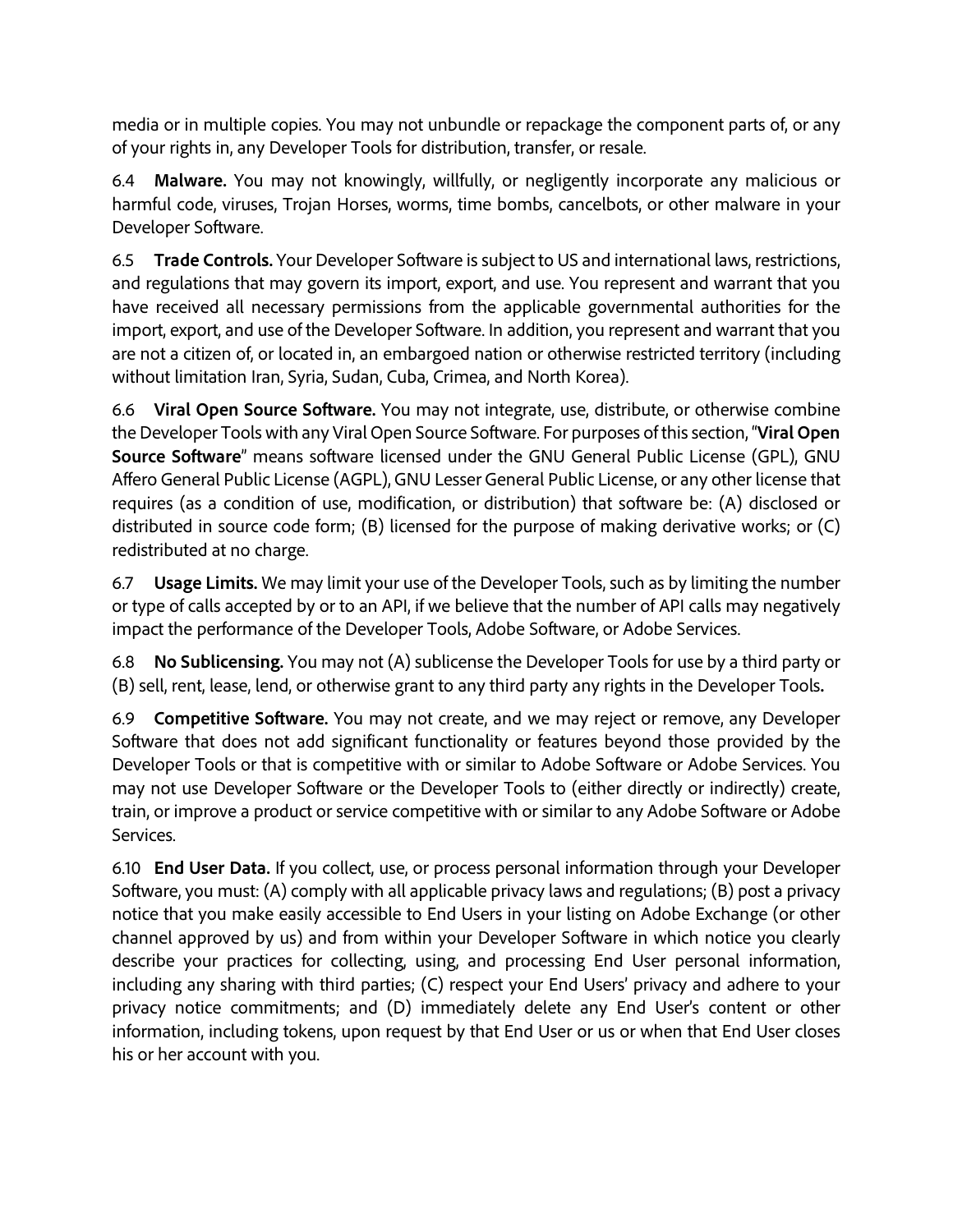media or in multiple copies. You may not unbundle or repackage the component parts of, or any of your rights in, any Developer Tools for distribution, transfer, or resale.

6.4 **Malware.** You may not knowingly, willfully, or negligently incorporate any malicious or harmful code, viruses, Trojan Horses, worms, time bombs, cancelbots, or other malware in your Developer Software.

6.5 **Trade Controls.** Your Developer Software is subject to US and international laws, restrictions, and regulations that may govern its import, export, and use. You represent and warrant that you have received all necessary permissions from the applicable governmental authorities for the import, export, and use of the Developer Software. In addition, you represent and warrant that you are not a citizen of, or located in, an embargoed nation or otherwise restricted territory (including without limitation Iran, Syria, Sudan, Cuba, Crimea, and North Korea).

6.6 **Viral Open Source Software.** You may not integrate, use, distribute, or otherwise combine the Developer Tools with any Viral Open Source Software. For purposes of this section, "**Viral Open Source Software**" means software licensed under the GNU General Public License (GPL), GNU Affero General Public License (AGPL), GNU Lesser General Public License, or any other license that requires (as a condition of use, modification, or distribution) that software be: (A) disclosed or distributed in source code form; (B) licensed for the purpose of making derivative works; or (C) redistributed at no charge.

6.7 **Usage Limits.** We may limit your use of the Developer Tools, such as by limiting the number or type of calls accepted by or to an API, if we believe that the number of API calls may negatively impact the performance of the Developer Tools, Adobe Software, or Adobe Services.

6.8 **No Sublicensing.** You may not (A) sublicense the Developer Tools for use by a third party or (B) sell, rent, lease, lend, or otherwise grant to any third party any rights in the Developer Tools**.**

6.9 **Competitive Software.** You may not create, and we may reject or remove, any Developer Software that does not add significant functionality or features beyond those provided by the Developer Tools or that is competitive with or similar to Adobe Software or Adobe Services. You may not use Developer Software or the Developer Tools to (either directly or indirectly) create, train, or improve a product or service competitive with or similar to any Adobe Software or Adobe Services.

6.10 **End User Data.** If you collect, use, or process personal information through your Developer Software, you must: (A) comply with all applicable privacy laws and regulations; (B) post a privacy notice that you make easily accessible to End Users in your listing on Adobe Exchange (or other channel approved by us) and from within your Developer Software in which notice you clearly describe your practices for collecting, using, and processing End User personal information, including any sharing with third parties; (C) respect your End Users' privacy and adhere to your privacy notice commitments; and (D) immediately delete any End User's content or other information, including tokens, upon request by that End User or us or when that End User closes his or her account with you.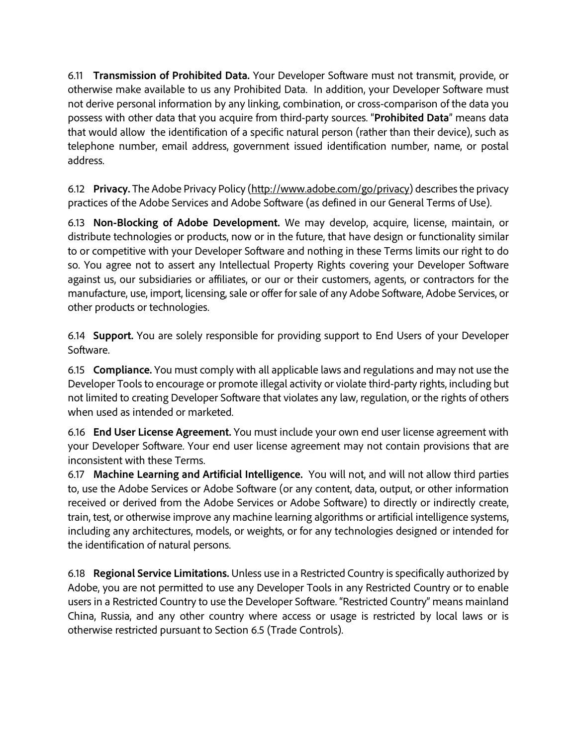6.11 **Transmission of Prohibited Data.** Your Developer Software must not transmit, provide, or otherwise make available to us any Prohibited Data. In addition, your Developer Software must not derive personal information by any linking, combination, or cross-comparison of the data you possess with other data that you acquire from third-party sources. "**Prohibited Data**" means data that would allow the identification of a specific natural person (rather than their device), such as telephone number, email address, government issued identification number, name, or postal address.

6.12 **Privacy.** The Adobe Privacy Policy (http://www.adobe.com/go/privacy) describes the privacy practices of the Adobe Services and Adobe Software (as defined in our General Terms of Use).

6.13 **Non-Blocking of Adobe Development.** We may develop, acquire, license, maintain, or distribute technologies or products, now or in the future, that have design or functionality similar to or competitive with your Developer Software and nothing in these Terms limits our right to do so. You agree not to assert any Intellectual Property Rights covering your Developer Software against us, our subsidiaries or affiliates, or our or their customers, agents, or contractors for the manufacture, use, import, licensing, sale or offer for sale of any Adobe Software, Adobe Services, or other products or technologies.

6.14 **Support.** You are solely responsible for providing support to End Users of your Developer Software.

6.15 **Compliance.** You must comply with all applicable laws and regulations and may not use the Developer Tools to encourage or promote illegal activity or violate third-party rights, including but not limited to creating Developer Software that violates any law, regulation, or the rights of others when used as intended or marketed.

6.16 **End User License Agreement.** You must include your own end user license agreement with your Developer Software. Your end user license agreement may not contain provisions that are inconsistent with these Terms.

6.17 **Machine Learning and Artificial Intelligence.** You will not, and will not allow third parties to, use the Adobe Services or Adobe Software (or any content, data, output, or other information received or derived from the Adobe Services or Adobe Software) to directly or indirectly create, train, test, or otherwise improve any machine learning algorithms or artificial intelligence systems, including any architectures, models, or weights, or for any technologies designed or intended for the identification of natural persons.

6.18 **Regional Service Limitations.** Unless use in a Restricted Country is specifically authorized by Adobe, you are not permitted to use any Developer Tools in any Restricted Country or to enable users in a Restricted Country to use the Developer Software. "Restricted Country" means mainland China, Russia, and any other country where access or usage is restricted by local laws or is otherwise restricted pursuant to Section 6.5 (Trade Controls).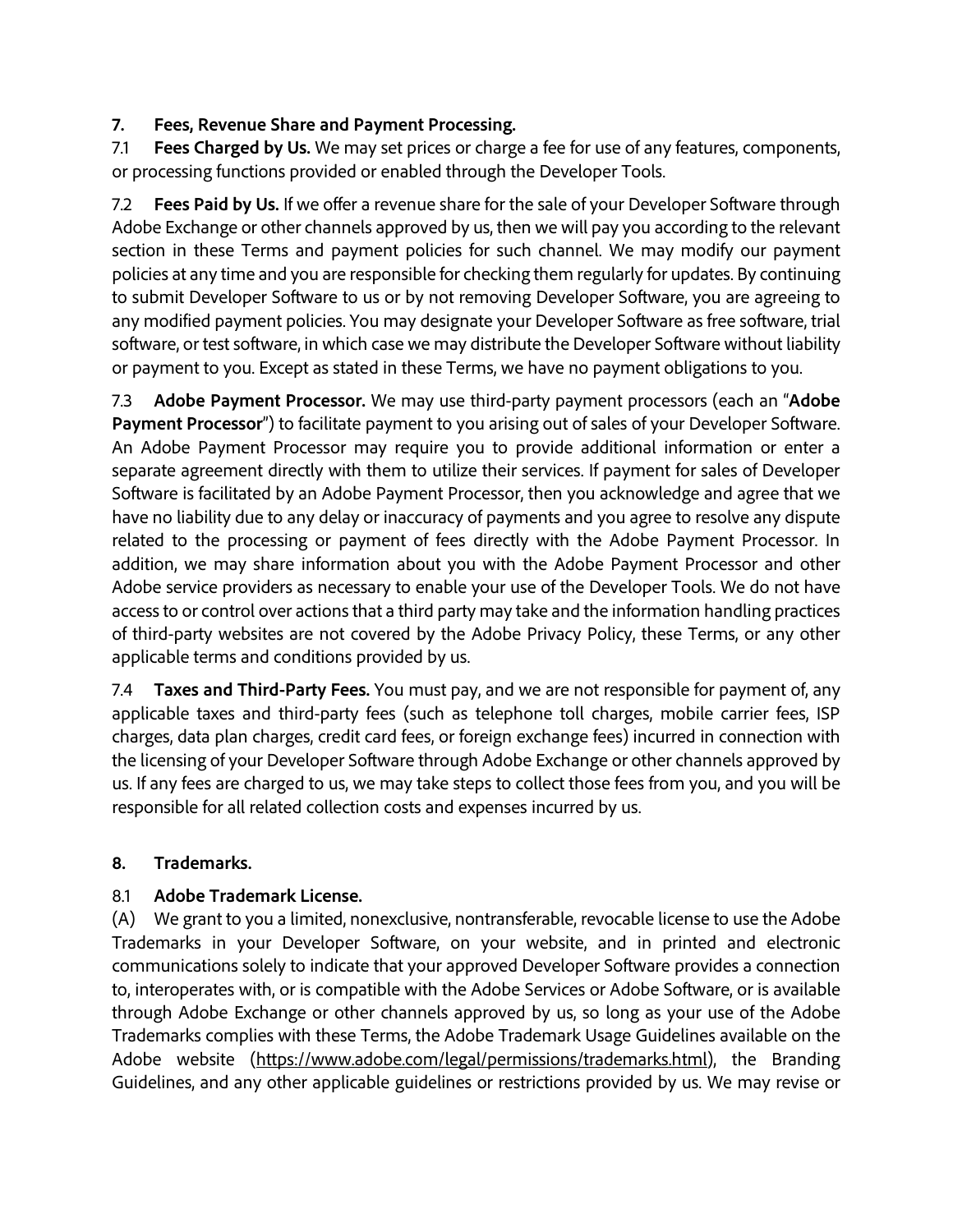**7. Fees, Revenue Share and Payment Processing.**

7.1 **Fees Charged by Us.** We may set prices or charge a fee for use of any features, components, or processing functions provided or enabled through the Developer Tools.

7.2 **Fees Paid by Us.** If we offer a revenue share for the sale of your Developer Software through Adobe Exchange or other channels approved by us, then we will pay you according to the relevant section in these Terms and payment policies for such channel. We may modify our payment policies at any time and you are responsible for checking them regularly for updates. By continuing to submit Developer Software to us or by not removing Developer Software, you are agreeing to any modified payment policies. You may designate your Developer Software as free software, trial software, or test software, in which case we may distribute the Developer Software without liability or payment to you. Except as stated in these Terms, we have no payment obligations to you.

7.3 **Adobe Payment Processor.** We may use third-party payment processors (each an "**Adobe Payment Processor**") to facilitate payment to you arising out of sales of your Developer Software. An Adobe Payment Processor may require you to provide additional information or enter a separate agreement directly with them to utilize their services. If payment for sales of Developer Software is facilitated by an Adobe Payment Processor, then you acknowledge and agree that we have no liability due to any delay or inaccuracy of payments and you agree to resolve any dispute related to the processing or payment of fees directly with the Adobe Payment Processor. In addition, we may share information about you with the Adobe Payment Processor and other Adobe service providers as necessary to enable your use of the Developer Tools. We do not have access to or control over actions that a third party may take and the information handling practices of third-party websites are not covered by the Adobe Privacy Policy, these Terms, or any other applicable terms and conditions provided by us.

7.4 **Taxes and Third-Party Fees.** You must pay, and we are not responsible for payment of, any applicable taxes and third-party fees (such as telephone toll charges, mobile carrier fees, ISP charges, data plan charges, credit card fees, or foreign exchange fees) incurred in connection with the licensing of your Developer Software through Adobe Exchange or other channels approved by us. If any fees are charged to us, we may take steps to collect those fees from you, and you will be responsible for all related collection costs and expenses incurred by us.

**8. Trademarks.**

8.1 **Adobe Trademark License.**

(A) We grant to you a limited, nonexclusive, nontransferable, revocable license to use the Adobe Trademarks in your Developer Software, on your website, and in printed and electronic communications solely to indicate that your approved Developer Software provides a connection to, interoperates with, or is compatible with the Adobe Services or Adobe Software, or is available through Adobe Exchange or other channels approved by us, so long as your use of the Adobe Trademarks complies with these Terms, the Adobe Trademark Usage Guidelines available on the Adobe website (https://www.adobe.com/legal/permissions/trademarks.html), the Branding Guidelines, and any other applicable guidelines or restrictions provided by us. We may revise or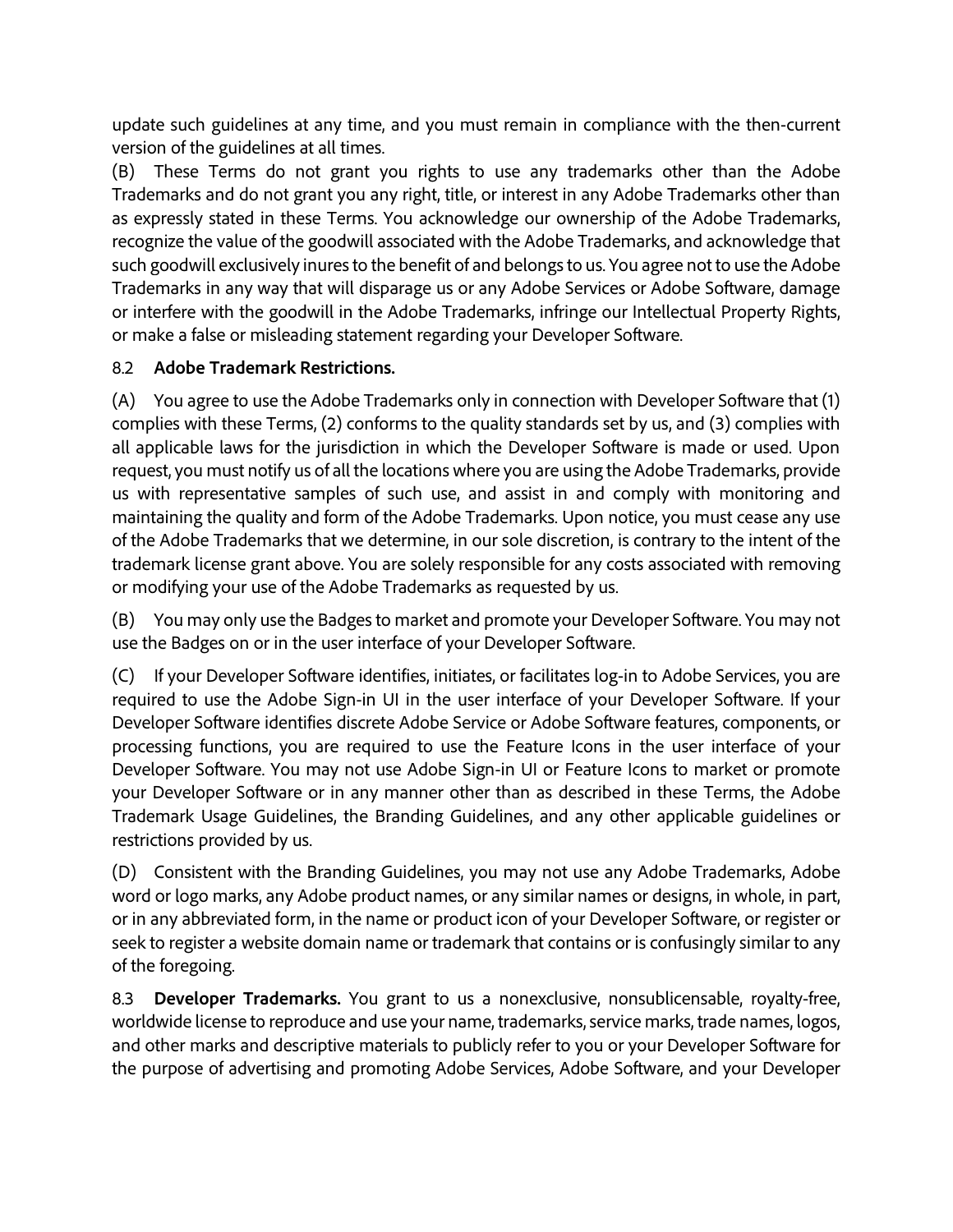update such guidelines at any time, and you must remain in compliance with the then-current version of the guidelines at all times.

(B) These Terms do not grant you rights to use any trademarks other than the Adobe Trademarks and do not grant you any right, title, or interest in any Adobe Trademarks other than as expressly stated in these Terms. You acknowledge our ownership of the Adobe Trademarks, recognize the value of the goodwill associated with the Adobe Trademarks, and acknowledge that such goodwill exclusively inures to the benefit of and belongs to us. You agree not to use the Adobe Trademarks in any way that will disparage us or any Adobe Services or Adobe Software, damage or interfere with the goodwill in the Adobe Trademarks, infringe our Intellectual Property Rights, or make a false or misleading statement regarding your Developer Software.

8.2 **Adobe Trademark Restrictions.**

(A) You agree to use the Adobe Trademarks only in connection with Developer Software that (1) complies with these Terms, (2) conforms to the quality standards set by us, and (3) complies with all applicable laws for the jurisdiction in which the Developer Software is made or used. Upon request, you must notify us of all the locations where you are using the Adobe Trademarks, provide us with representative samples of such use, and assist in and comply with monitoring and maintaining the quality and form of the Adobe Trademarks. Upon notice, you must cease any use of the Adobe Trademarks that we determine, in our sole discretion, is contrary to the intent of the trademark license grant above. You are solely responsible for any costs associated with removing or modifying your use of the Adobe Trademarks as requested by us.

(B) You may only use the Badges to market and promote your Developer Software. You may not use the Badges on or in the user interface of your Developer Software.

(C) If your Developer Software identifies, initiates, or facilitates log-in to Adobe Services, you are required to use the Adobe Sign-in UI in the user interface of your Developer Software. If your Developer Software identifies discrete Adobe Service or Adobe Software features, components, or processing functions, you are required to use the Feature Icons in the user interface of your Developer Software. You may not use Adobe Sign-in UI or Feature Icons to market or promote your Developer Software or in any manner other than as described in these Terms, the Adobe Trademark Usage Guidelines, the Branding Guidelines, and any other applicable guidelines or restrictions provided by us.

(D) Consistent with the Branding Guidelines, you may not use any Adobe Trademarks, Adobe word or logo marks, any Adobe product names, or any similar names or designs, in whole, in part, or in any abbreviated form, in the name or product icon of your Developer Software, or register or seek to register a website domain name or trademark that contains or is confusingly similar to any of the foregoing.

8.3 **Developer Trademarks.** You grant to us a nonexclusive, nonsublicensable, royalty-free, worldwide license to reproduce and use your name, trademarks, service marks, trade names, logos, and other marks and descriptive materials to publicly refer to you or your Developer Software for the purpose of advertising and promoting Adobe Services, Adobe Software, and your Developer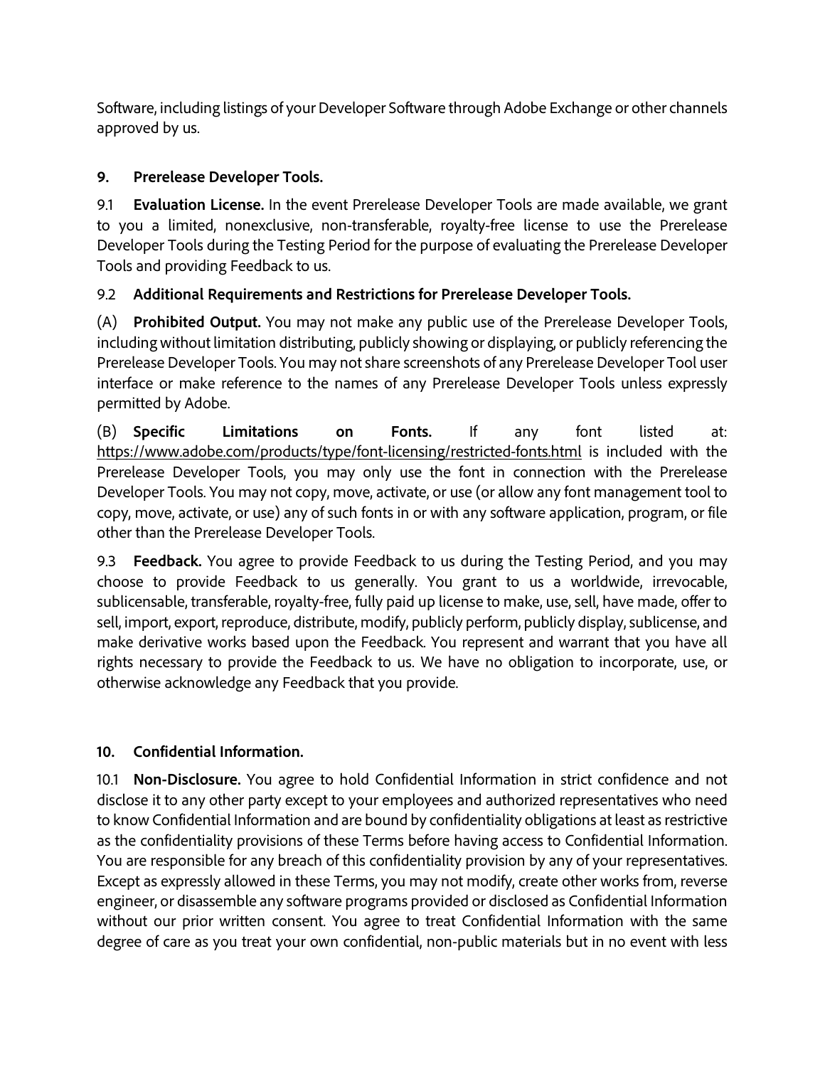Software, including listings of your Developer Software through Adobe Exchange or other channels approved by us.

## 9. Prerelease Developer Tools.

9.1 **Evaluation License.** In the event Prerelease Developer Tools are made available, we grant to you a limited, nonexclusive, non-transferable, royalty-free license to use the Prerelease Developer Tools during the Testing Period for the purpose of evaluating the Prerelease Developer Tools and providing Feedback to us.

9.2 **Additional Requirements and Restrictions for Prerelease Developer Tools.**

(A) **Prohibited Output.** You may not make any public use of the Prerelease Developer Tools, including without limitation distributing, publicly showing or displaying, or publicly referencing the Prerelease Developer Tools. You may not share screenshots of any Prerelease Developer Tool user interface or make reference to the names of any Prerelease Developer Tools unless expressly permitted by Adobe.

(B) **Specific Limitations on Fonts.** If any font listed at: https://www.adobe.com/products/type/font-licensing/restricted-fonts.html is included with the Prerelease Developer Tools, you may only use the font in connection with the Prerelease Developer Tools. You may not copy, move, activate, or use (or allow any font management tool to copy, move, activate, or use) any of such fonts in or with any software application, program, or file other than the Prerelease Developer Tools.

9.3 **Feedback.** You agree to provide Feedback to us during the Testing Period, and you may choose to provide Feedback to us generally. You grant to us a worldwide, irrevocable, sublicensable, transferable, royalty-free, fully paid up license to make, use, sell, have made, offer to sell, import, export, reproduce, distribute, modify, publicly perform, publicly display, sublicense, and make derivative works based upon the Feedback. You represent and warrant that you have all rights necessary to provide the Feedback to us. We have no obligation to incorporate, use, or otherwise acknowledge any Feedback that you provide.

## 10. Confidential Information.

10.1 **Non-Disclosure.** You agree to hold Confidential Information in strict confidence and not disclose it to any other party except to your employees and authorized representatives who need to know Confidential Information and are bound by confidentiality obligations at least as restrictive as the confidentiality provisions of these Terms before having access to Confidential Information. You are responsible for any breach of this confidentiality provision by any of your representatives. Except as expressly allowed in these Terms, you may not modify, create other works from, reverse engineer, or disassemble any software programs provided or disclosed as Confidential Information without our prior written consent. You agree to treat Confidential Information with the same degree of care as you treat your own confidential, non-public materials but in no event with less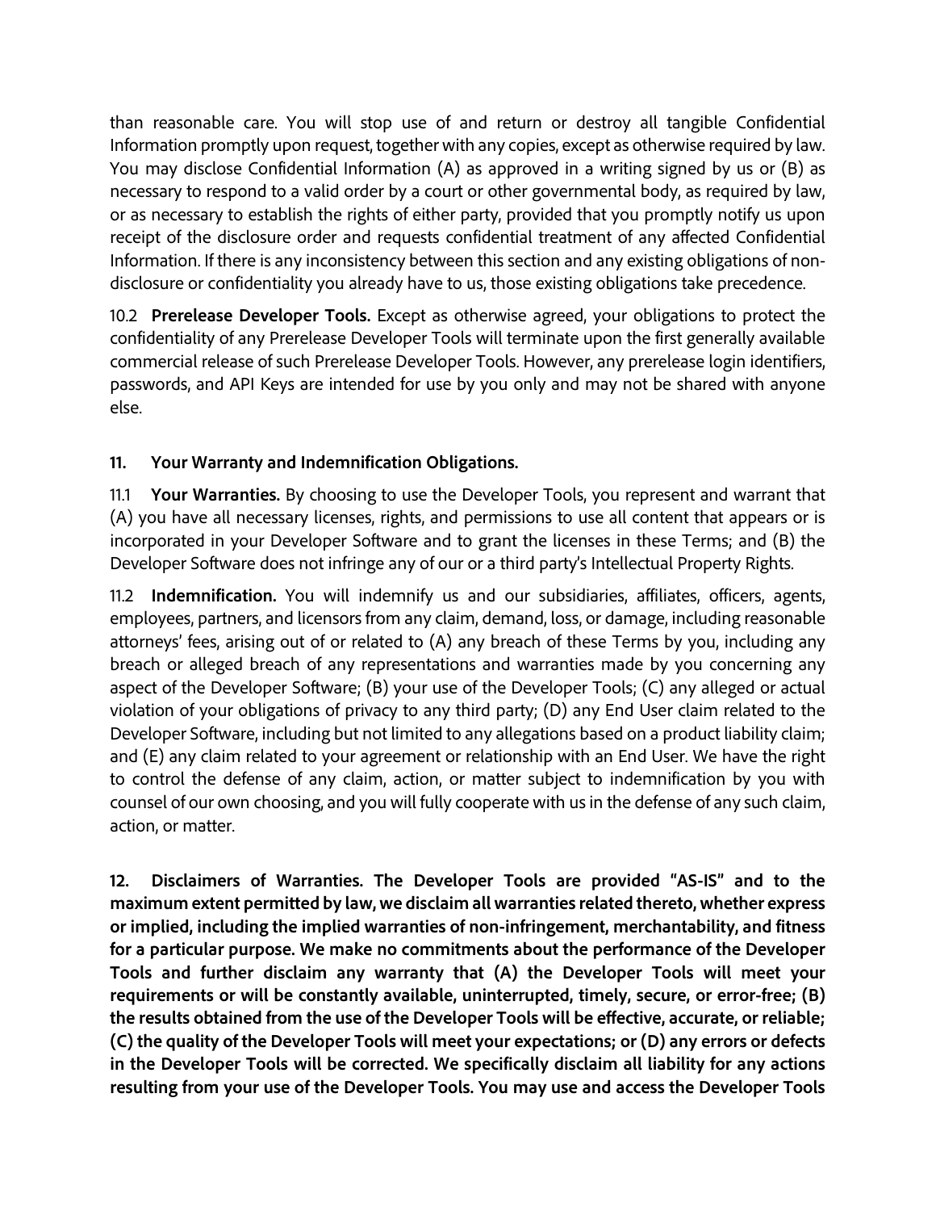than reasonable care. You will stop use of and return or destroy all tangible Confidential Information promptly upon request, together with any copies, except as otherwise required by law. You may disclose Confidential Information (A) as approved in a writing signed by us or (B) as necessary to respond to a valid order by a court or other governmental body, as required by law, or as necessary to establish the rights of either party, provided that you promptly notify us upon receipt of the disclosure order and requests confidential treatment of any affected Confidential Information. If there is any inconsistency between this section and any existing obligations of non-disclosure or confidentiality you already have to us, those existing obligations take precedence.

10.2 **Prerelease Developer Tools.** Except as otherwise agreed, your obligations to protect the confidentiality of any Prerelease Developer Tools will terminate upon the first generally available commercial release of such Prerelease Developer Tools. However, any prerelease login identifiers, passwords, and API Keys are intended for use by you only and may not be shared with anyone else.

**11. Your Warranty and Indemnification Obligations.**

11.1 **Your Warranties.** By choosing to use the Developer Tools, you represent and warrant that (A) you have all necessary licenses, rights, and permissions to use all content that appears or is incorporated in your Developer Software and to grant the licenses in these Terms; and (B) the Developer Software does not infringe any of our or a third party's Intellectual Property Rights.

11.2 **Indemnification.** You will indemnify us and our subsidiaries, affiliates, officers, agents, employees, partners, and licensors from any claim, demand, loss, or damage, including reasonable attorneys' fees, arising out of or related to (A) any breach of these Terms by you, including any breach or alleged breach of any representations and warranties made by you concerning any aspect of the Developer Software; (B) your use of the Developer Tools; (C) any alleged or actual violation of your obligations of privacy to any third party; (D) any End User claim related to the Developer Software, including but not limited to any allegations based on a product liability claim; and (E) any claim related to your agreement or relationship with an End User. We have the right to control the defense of any claim, action, or matter subject to indemnification by you with counsel of our own choosing, and you will fully cooperate with us in the defense of any such claim, action, or matter.

**12. Disclaimers of Warranties. The Developer Tools are provided "AS-IS" and to the maximum extent permitted by law, we disclaim all warranties related thereto, whether express or implied, including the implied warranties of non-infringement, merchantability, and fitness for a particular purpose. We make no commitments about the performance of the Developer Tools and further disclaim any warranty that (A) the Developer Tools will meet your requirements or will be constantly available, uninterrupted, timely, secure, or error-free; (B) the results obtained from the use of the Developer Tools will be effective, accurate, or reliable; (C) the quality of the Developer Tools will meet your expectations; or (D) any errors or defects in the Developer Tools will be corrected. We specifically disclaim all liability for any actions resulting from your use of the Developer Tools. You may use and access the Developer Tools**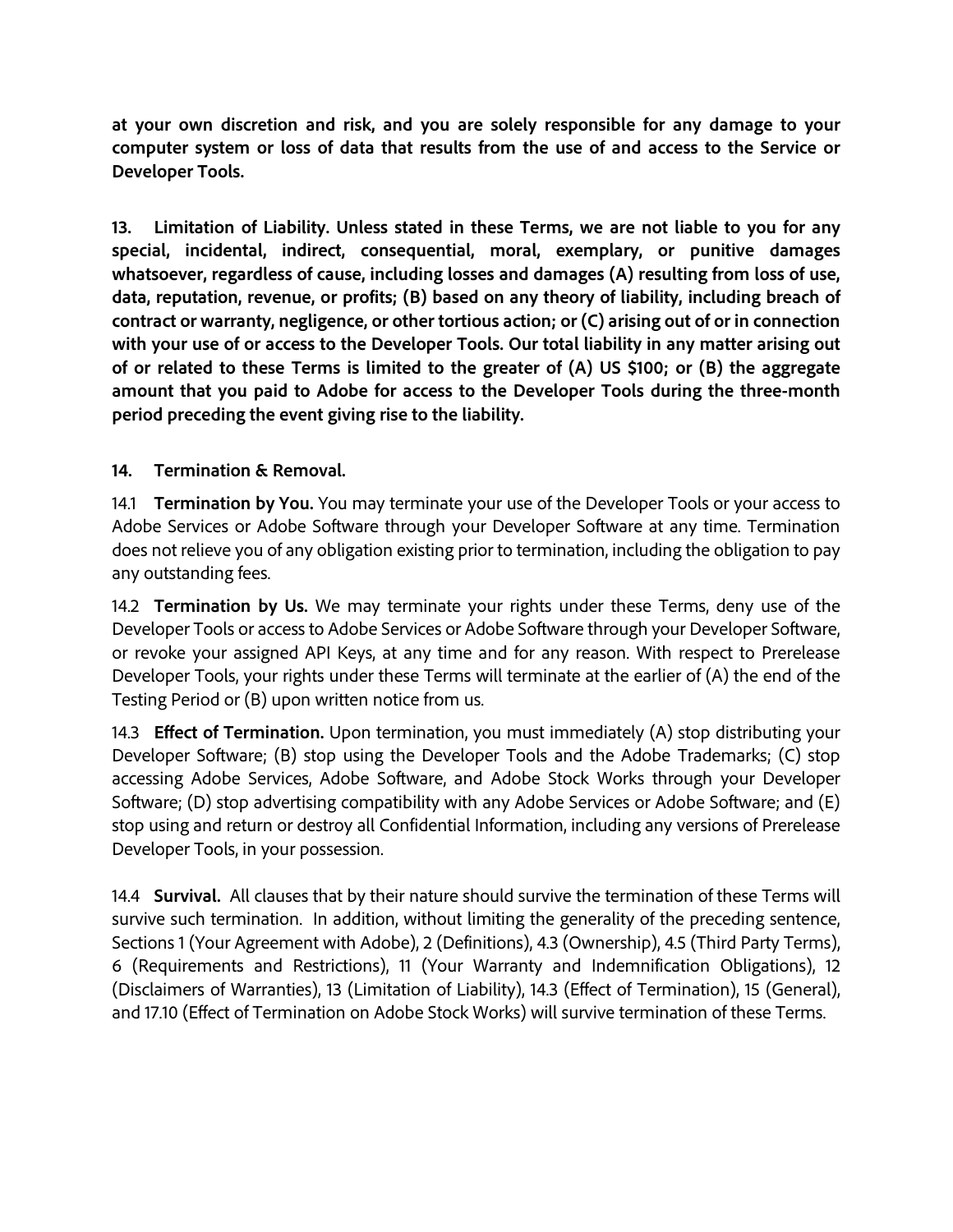**at your own discretion and risk, and you are solely responsible for any damage to your computer system or loss of data that results from the use of and access to the Service or Developer Tools.**

**13. Limitation of Liability. Unless stated in these Terms, we are not liable to you for any special, incidental, indirect, consequential, moral, exemplary, or punitive damages whatsoever, regardless of cause, including losses and damages (A) resulting from loss of use, data, reputation, revenue, or profits; (B) based on any theory of liability, including breach of contract or warranty, negligence, or other tortious action; or (C) arising out of or in connection with your use of or access to the Developer Tools. Our total liability in any matter arising out of or related to these Terms is limited to the greater of (A) US $100; or (B) the aggregate amount that you paid to Adobe for access to the Developer Tools during the three-month period preceding the event giving rise to the liability.**

**14. Termination & Removal.**

14.1 **Termination by You.** You may terminate your use of the Developer Tools or your access to Adobe Services or Adobe Software through your Developer Software at any time. Termination does not relieve you of any obligation existing prior to termination, including the obligation to pay any outstanding fees.

14.2 **Termination by Us.** We may terminate your rights under these Terms, deny use of the Developer Tools or access to Adobe Services or Adobe Software through your Developer Software, or revoke your assigned API Keys, at any time and for any reason. With respect to Prerelease Developer Tools, your rights under these Terms will terminate at the earlier of (A) the end of the Testing Period or (B) upon written notice from us.

14.3 **Effect of Termination.** Upon termination, you must immediately (A) stop distributing your Developer Software; (B) stop using the Developer Tools and the Adobe Trademarks; (C) stop accessing Adobe Services, Adobe Software, and Adobe Stock Works through your Developer Software; (D) stop advertising compatibility with any Adobe Services or Adobe Software; and (E) stop using and return or destroy all Confidential Information, including any versions of Prerelease Developer Tools, in your possession.

14.4 **Survival.** All clauses that by their nature should survive the termination of these Terms will survive such termination. In addition, without limiting the generality of the preceding sentence, Sections 1 (Your Agreement with Adobe), 2 (Definitions), 4.3 (Ownership), 4.5 (Third Party Terms), 6 (Requirements and Restrictions), 11 (Your Warranty and Indemnification Obligations), 12 (Disclaimers of Warranties), 13 (Limitation of Liability), 14.3 (Effect of Termination), 15 (General), and 17.10 (Effect of Termination on Adobe Stock Works) will survive termination of these Terms.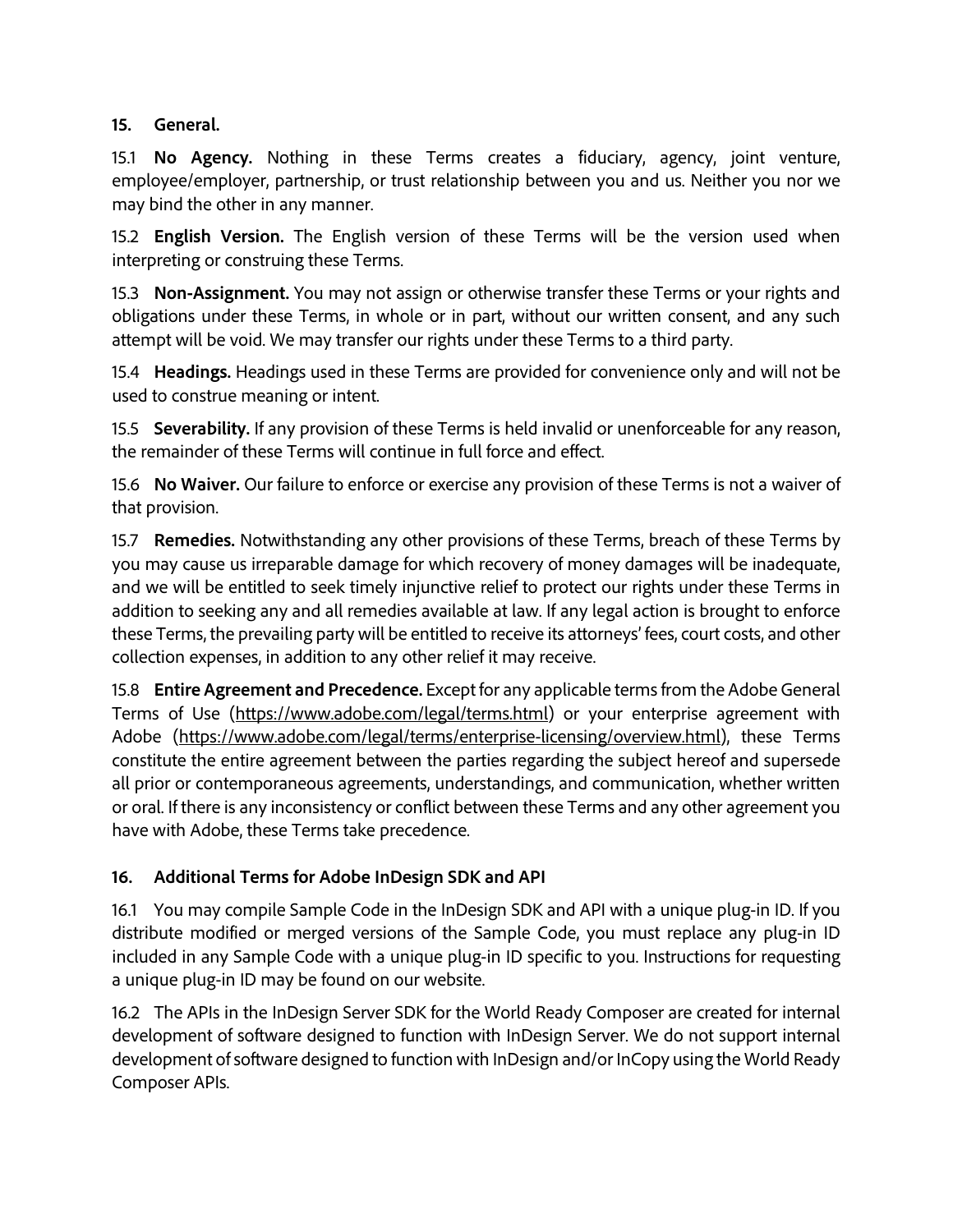## 15. General.

15.1 **No Agency.** Nothing in these Terms creates a fiduciary, agency, joint venture, employee/employer, partnership, or trust relationship between you and us. Neither you nor we may bind the other in any manner.

15.2 **English Version.** The English version of these Terms will be the version used when interpreting or construing these Terms.

15.3 **Non-Assignment.** You may not assign or otherwise transfer these Terms or your rights and obligations under these Terms, in whole or in part, without our written consent, and any such attempt will be void. We may transfer our rights under these Terms to a third party.

15.4 **Headings.** Headings used in these Terms are provided for convenience only and will not be used to construe meaning or intent.

15.5 **Severability.** If any provision of these Terms is held invalid or unenforceable for any reason, the remainder of these Terms will continue in full force and effect.

15.6 **No Waiver.** Our failure to enforce or exercise any provision of these Terms is not a waiver of that provision.

15.7 **Remedies.** Notwithstanding any other provisions of these Terms, breach of these Terms by you may cause us irreparable damage for which recovery of money damages will be inadequate, and we will be entitled to seek timely injunctive relief to protect our rights under these Terms in addition to seeking any and all remedies available at law. If any legal action is brought to enforce these Terms, the prevailing party will be entitled to receive its attorneys' fees, court costs, and other collection expenses, in addition to any other relief it may receive.

15.8 **Entire Agreement and Precedence.** Except for any applicable terms from the Adobe General Terms of Use (https://www.adobe.com/legal/terms.html) or your enterprise agreement with Adobe (https://www.adobe.com/legal/terms/enterprise-licensing/overview.html), these Terms constitute the entire agreement between the parties regarding the subject hereof and supersede all prior or contemporaneous agreements, understandings, and communication, whether written or oral. If there is any inconsistency or conflict between these Terms and any other agreement you have with Adobe, these Terms take precedence.

## 16. Additional Terms for Adobe InDesign SDK and API

16.1 You may compile Sample Code in the InDesign SDK and API with a unique plug-in ID. If you distribute modified or merged versions of the Sample Code, you must replace any plug-in ID included in any Sample Code with a unique plug-in ID specific to you. Instructions for requesting a unique plug-in ID may be found on our website.

16.2 The APIs in the InDesign Server SDK for the World Ready Composer are created for internal development of software designed to function with InDesign Server. We do not support internal development of software designed to function with InDesign and/or InCopy using the World Ready Composer APIs.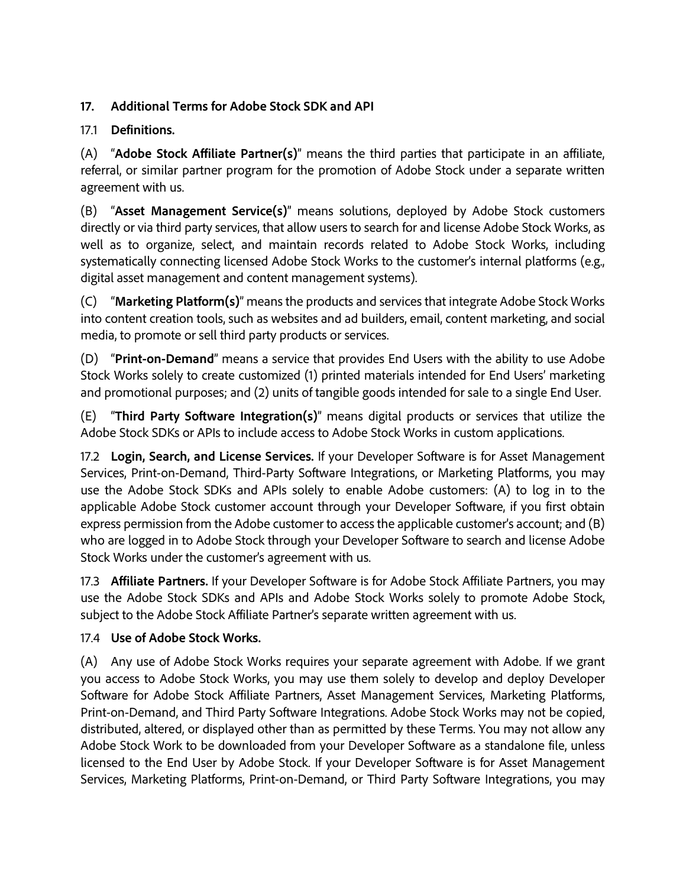**17. Additional Terms for Adobe Stock SDK and API**

17.1 **Definitions.**

(A) "**Adobe Stock Affiliate Partner(s)**" means the third parties that participate in an affiliate, referral, or similar partner program for the promotion of Adobe Stock under a separate written agreement with us.

(B) "**Asset Management Service(s)**" means solutions, deployed by Adobe Stock customers directly or via third party services, that allow users to search for and license Adobe Stock Works, as well as to organize, select, and maintain records related to Adobe Stock Works, including systematically connecting licensed Adobe Stock Works to the customer's internal platforms (e.g., digital asset management and content management systems).

(C) "**Marketing Platform(s)**" means the products and services that integrate Adobe Stock Works into content creation tools, such as websites and ad builders, email, content marketing, and social media, to promote or sell third party products or services.

(D) "**Print-on-Demand**" means a service that provides End Users with the ability to use Adobe Stock Works solely to create customized (1) printed materials intended for End Users' marketing and promotional purposes; and (2) units of tangible goods intended for sale to a single End User.

(E) "**Third Party Software Integration(s)**" means digital products or services that utilize the Adobe Stock SDKs or APIs to include access to Adobe Stock Works in custom applications.

17.2 **Login, Search, and License Services.** If your Developer Software is for Asset Management Services, Print-on-Demand, Third-Party Software Integrations, or Marketing Platforms, you may use the Adobe Stock SDKs and APIs solely to enable Adobe customers: (A) to log in to the applicable Adobe Stock customer account through your Developer Software, if you first obtain express permission from the Adobe customer to access the applicable customer's account; and (B) who are logged in to Adobe Stock through your Developer Software to search and license Adobe Stock Works under the customer's agreement with us.

17.3 **Affiliate Partners.** If your Developer Software is for Adobe Stock Affiliate Partners, you may use the Adobe Stock SDKs and APIs and Adobe Stock Works solely to promote Adobe Stock, subject to the Adobe Stock Affiliate Partner's separate written agreement with us.

17.4 **Use of Adobe Stock Works.**

(A) Any use of Adobe Stock Works requires your separate agreement with Adobe. If we grant you access to Adobe Stock Works, you may use them solely to develop and deploy Developer Software for Adobe Stock Affiliate Partners, Asset Management Services, Marketing Platforms, Print-on-Demand, and Third Party Software Integrations. Adobe Stock Works may not be copied, distributed, altered, or displayed other than as permitted by these Terms. You may not allow any Adobe Stock Work to be downloaded from your Developer Software as a standalone file, unless licensed to the End User by Adobe Stock. If your Developer Software is for Asset Management Services, Marketing Platforms, Print-on-Demand, or Third Party Software Integrations, you may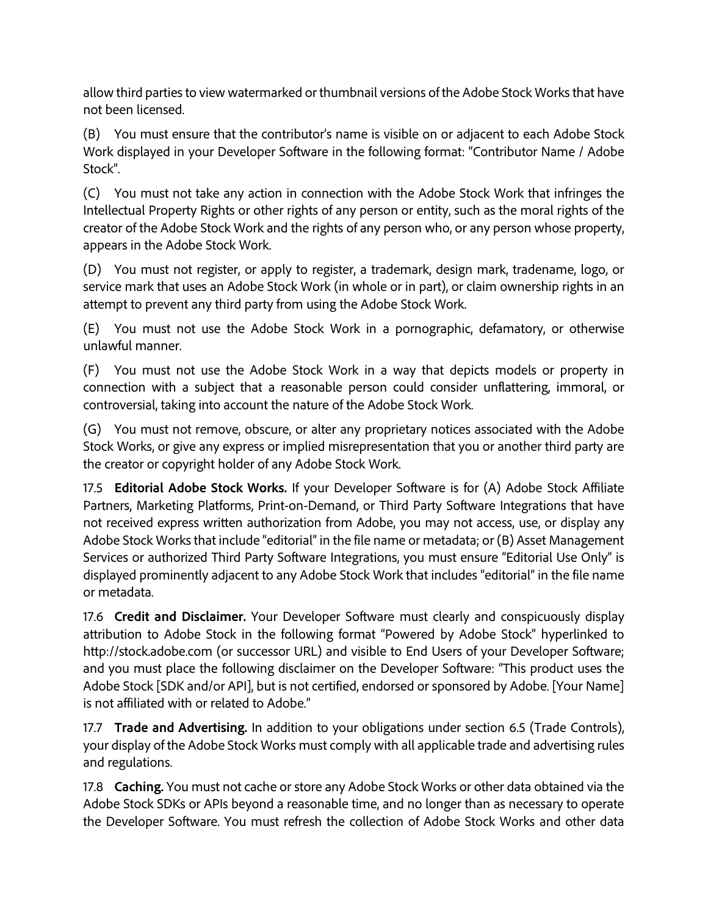allow third parties to view watermarked or thumbnail versions of the Adobe Stock Works that have not been licensed.

(B) You must ensure that the contributor's name is visible on or adjacent to each Adobe Stock Work displayed in your Developer Software in the following format: "Contributor Name / Adobe Stock".

(C) You must not take any action in connection with the Adobe Stock Work that infringes the Intellectual Property Rights or other rights of any person or entity, such as the moral rights of the creator of the Adobe Stock Work and the rights of any person who, or any person whose property, appears in the Adobe Stock Work.

(D) You must not register, or apply to register, a trademark, design mark, tradename, logo, or service mark that uses an Adobe Stock Work (in whole or in part), or claim ownership rights in an attempt to prevent any third party from using the Adobe Stock Work.

(E) You must not use the Adobe Stock Work in a pornographic, defamatory, or otherwise unlawful manner.

(F) You must not use the Adobe Stock Work in a way that depicts models or property in connection with a subject that a reasonable person could consider unflattering, immoral, or controversial, taking into account the nature of the Adobe Stock Work.

(G) You must not remove, obscure, or alter any proprietary notices associated with the Adobe Stock Works, or give any express or implied misrepresentation that you or another third party are the creator or copyright holder of any Adobe Stock Work.

17.5 **Editorial Adobe Stock Works.** If your Developer Software is for (A) Adobe Stock Affiliate Partners, Marketing Platforms, Print-on-Demand, or Third Party Software Integrations that have not received express written authorization from Adobe, you may not access, use, or display any Adobe Stock Works that include "editorial" in the file name or metadata; or (B) Asset Management Services or authorized Third Party Software Integrations, you must ensure "Editorial Use Only" is displayed prominently adjacent to any Adobe Stock Work that includes "editorial" in the file name or metadata.

17.6 **Credit and Disclaimer.** Your Developer Software must clearly and conspicuously display attribution to Adobe Stock in the following format "Powered by Adobe Stock" hyperlinked to http://stock.adobe.com (or successor URL) and visible to End Users of your Developer Software; and you must place the following disclaimer on the Developer Software: "This product uses the Adobe Stock [SDK and/or API], but is not certified, endorsed or sponsored by Adobe. [Your Name] is not affiliated with or related to Adobe."

17.7 **Trade and Advertising.** In addition to your obligations under section 6.5 (Trade Controls), your display of the Adobe Stock Works must comply with all applicable trade and advertising rules and regulations.

17.8 **Caching.** You must not cache or store any Adobe Stock Works or other data obtained via the Adobe Stock SDKs or APIs beyond a reasonable time, and no longer than as necessary to operate the Developer Software. You must refresh the collection of Adobe Stock Works and other data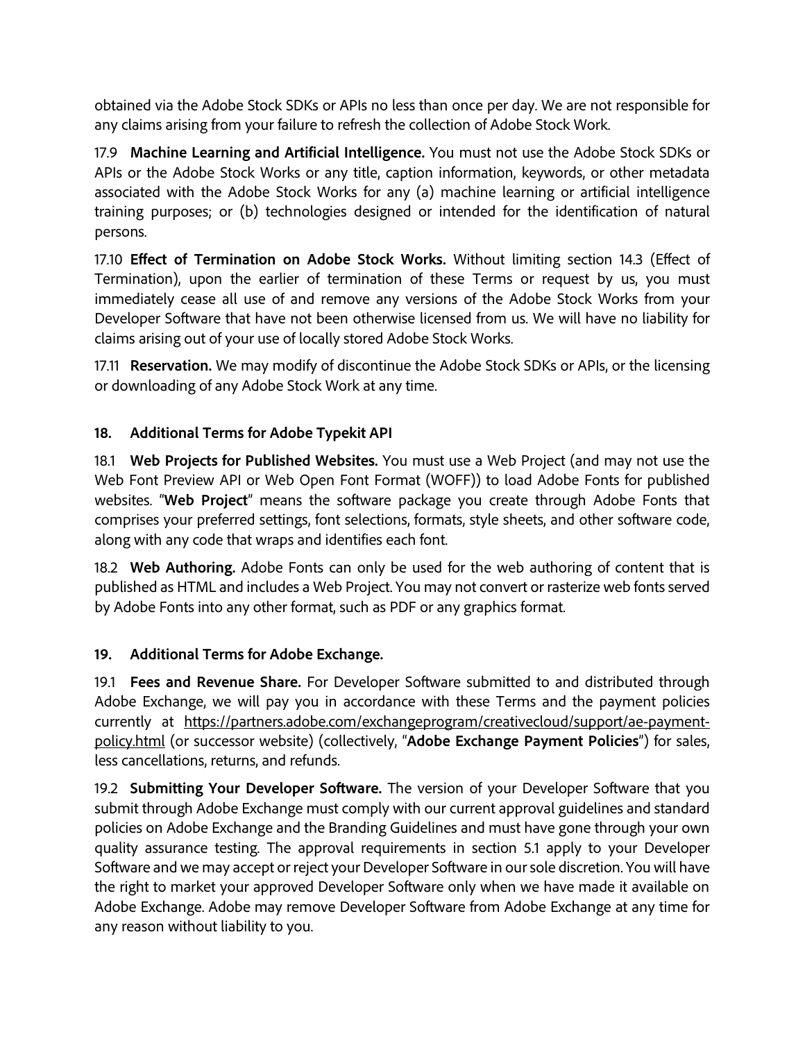obtained via the Adobe Stock SDKs or APIs no less than once per day. We are not responsible for any claims arising from your failure to refresh the collection of Adobe Stock Work.

17.9 **Machine Learning and Artificial Intelligence.** You must not use the Adobe Stock SDKs or APIs or the Adobe Stock Works or any title, caption information, keywords, or other metadata associated with the Adobe Stock Works for any (a) machine learning or artificial intelligence training purposes; or (b) technologies designed or intended for the identification of natural persons.

17.10 **Effect of Termination on Adobe Stock Works.** Without limiting section 14.3 (Effect of Termination), upon the earlier of termination of these Terms or request by us, you must immediately cease all use of and remove any versions of the Adobe Stock Works from your Developer Software that have not been otherwise licensed from us. We will have no liability for claims arising out of your use of locally stored Adobe Stock Works.

17.11 **Reservation.** We may modify of discontinue the Adobe Stock SDKs or APIs, or the licensing or downloading of any Adobe Stock Work at any time.

## 18. Additional Terms for Adobe Typekit API

18.1 **Web Projects for Published Websites.** You must use a Web Project (and may not use the Web Font Preview API or Web Open Font Format (WOFF)) to load Adobe Fonts for published websites. "**Web Project**" means the software package you create through Adobe Fonts that comprises your preferred settings, font selections, formats, style sheets, and other software code, along with any code that wraps and identifies each font.

18.2 **Web Authoring.** Adobe Fonts can only be used for the web authoring of content that is published as HTML and includes a Web Project. You may not convert or rasterize web fonts served by Adobe Fonts into any other format, such as PDF or any graphics format.

## 19. Additional Terms for Adobe Exchange.

19.1 **Fees and Revenue Share.** For Developer Software submitted to and distributed through Adobe Exchange, we will pay you in accordance with these Terms and the payment policies currently at https://partners.adobe.com/exchangeprogram/creativecloud/support/ae-payment-policy.html (or successor website) (collectively, "**Adobe Exchange Payment Policies**") for sales, less cancellations, returns, and refunds.

19.2 **Submitting Your Developer Software.** The version of your Developer Software that you submit through Adobe Exchange must comply with our current approval guidelines and standard policies on Adobe Exchange and the Branding Guidelines and must have gone through your own quality assurance testing. The approval requirements in section 5.1 apply to your Developer Software and we may accept or reject your Developer Software in our sole discretion. You will have the right to market your approved Developer Software only when we have made it available on Adobe Exchange. Adobe may remove Developer Software from Adobe Exchange at any time for any reason without liability to you.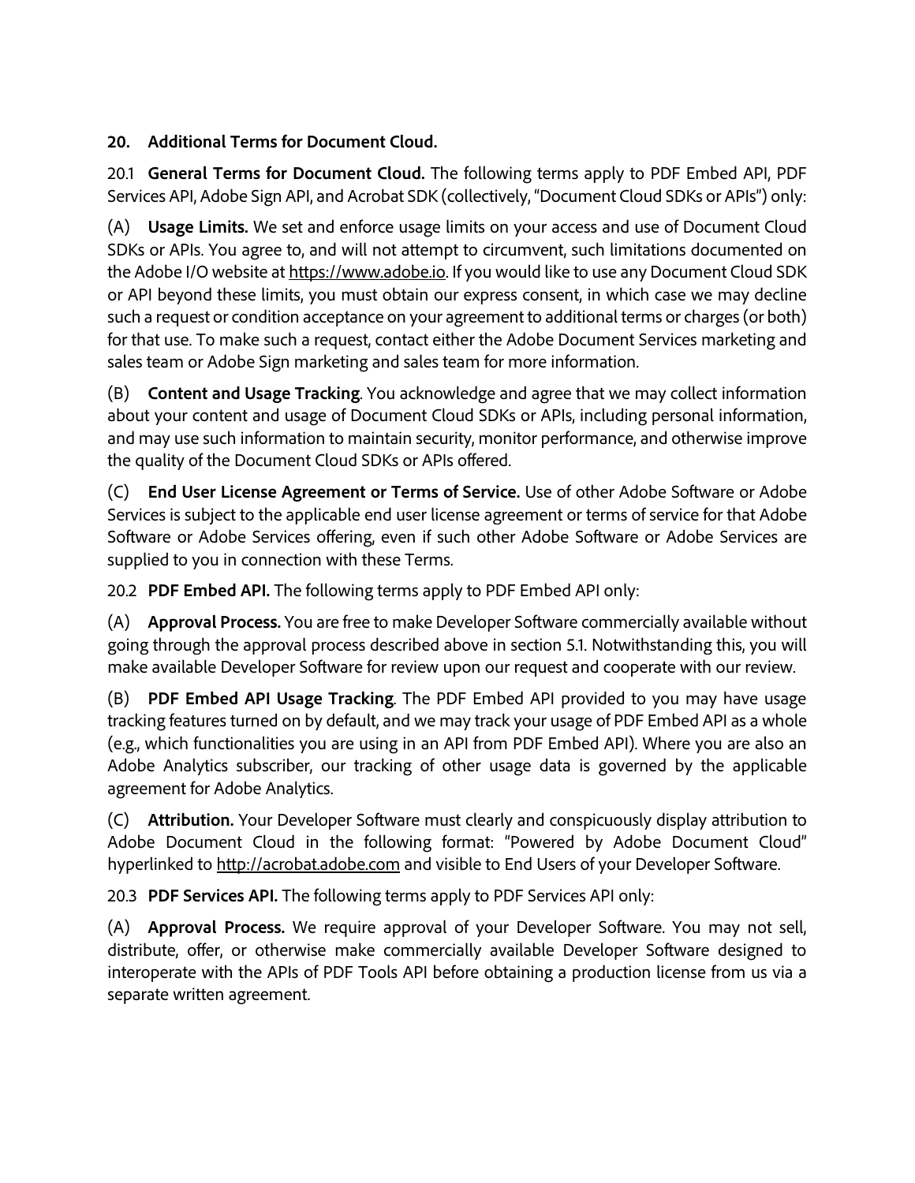**20. Additional Terms for Document Cloud.**

20.1 **General Terms for Document Cloud.** The following terms apply to PDF Embed API, PDF Services API, Adobe Sign API, and Acrobat SDK (collectively, "Document Cloud SDKs or APIs") only:

(A) **Usage Limits.** We set and enforce usage limits on your access and use of Document Cloud SDKs or APIs. You agree to, and will not attempt to circumvent, such limitations documented on the Adobe I/O website at https://www.adobe.io. If you would like to use any Document Cloud SDK or API beyond these limits, you must obtain our express consent, in which case we may decline such a request or condition acceptance on your agreement to additional terms or charges (or both) for that use. To make such a request, contact either the Adobe Document Services marketing and sales team or Adobe Sign marketing and sales team for more information.

(B) **Content and Usage Tracking**. You acknowledge and agree that we may collect information about your content and usage of Document Cloud SDKs or APIs, including personal information, and may use such information to maintain security, monitor performance, and otherwise improve the quality of the Document Cloud SDKs or APIs offered.

(C) **End User License Agreement or Terms of Service.** Use of other Adobe Software or Adobe Services is subject to the applicable end user license agreement or terms of service for that Adobe Software or Adobe Services offering, even if such other Adobe Software or Adobe Services are supplied to you in connection with these Terms.

20.2 **PDF Embed API.** The following terms apply to PDF Embed API only:

(A) **Approval Process.** You are free to make Developer Software commercially available without going through the approval process described above in section 5.1. Notwithstanding this, you will make available Developer Software for review upon our request and cooperate with our review.

(B) **PDF Embed API Usage Tracking**. The PDF Embed API provided to you may have usage tracking features turned on by default, and we may track your usage of PDF Embed API as a whole (e.g., which functionalities you are using in an API from PDF Embed API). Where you are also an Adobe Analytics subscriber, our tracking of other usage data is governed by the applicable agreement for Adobe Analytics.

(C) **Attribution.** Your Developer Software must clearly and conspicuously display attribution to Adobe Document Cloud in the following format: "Powered by Adobe Document Cloud" hyperlinked to http://acrobat.adobe.com and visible to End Users of your Developer Software.

20.3 **PDF Services API.** The following terms apply to PDF Services API only:

(A) **Approval Process.** We require approval of your Developer Software. You may not sell, distribute, offer, or otherwise make commercially available Developer Software designed to interoperate with the APIs of PDF Tools API before obtaining a production license from us via a separate written agreement.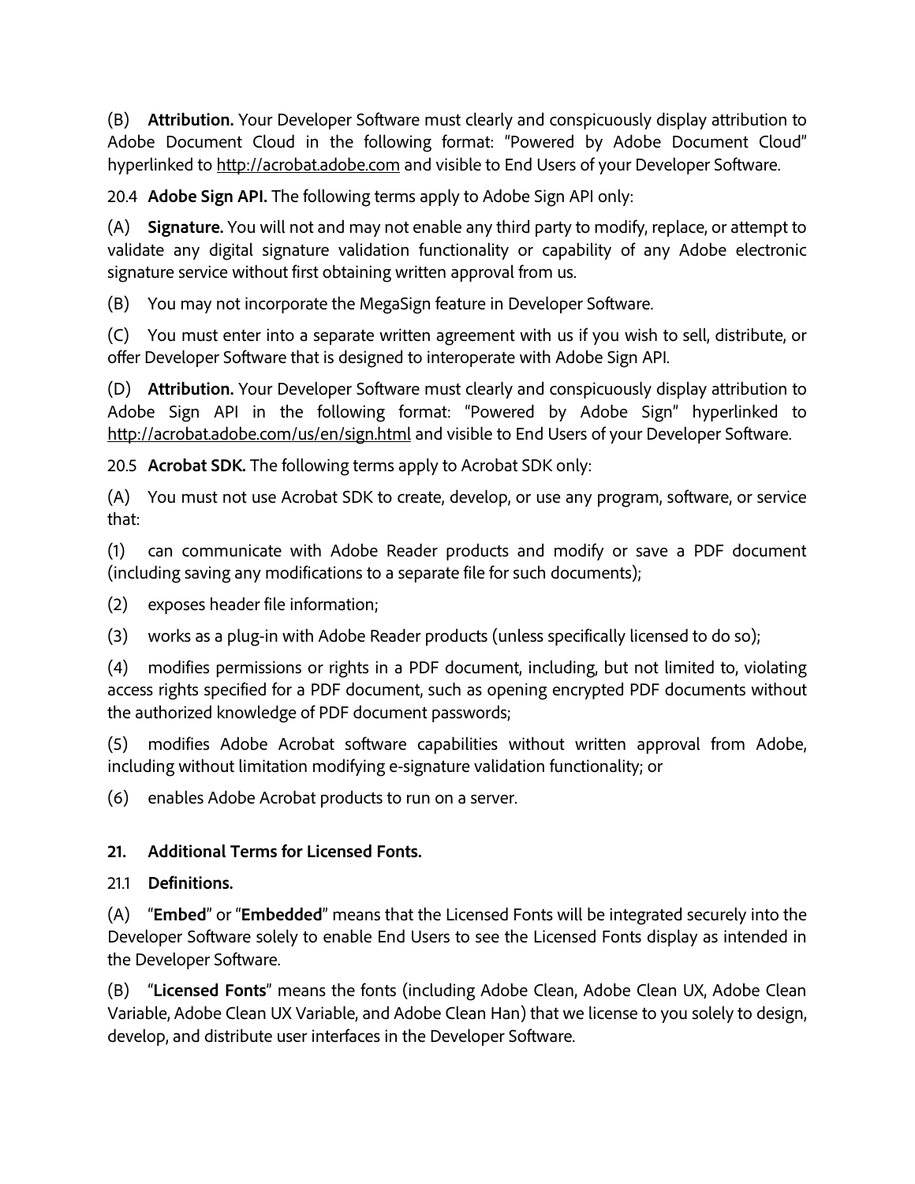(B) **Attribution.** Your Developer Software must clearly and conspicuously display attribution to Adobe Document Cloud in the following format: "Powered by Adobe Document Cloud" hyperlinked to http://acrobat.adobe.com and visible to End Users of your Developer Software.

20.4 **Adobe Sign API.** The following terms apply to Adobe Sign API only:

(A) **Signature.** You will not and may not enable any third party to modify, replace, or attempt to validate any digital signature validation functionality or capability of any Adobe electronic signature service without first obtaining written approval from us.

(B) You may not incorporate the MegaSign feature in Developer Software.

(C) You must enter into a separate written agreement with us if you wish to sell, distribute, or offer Developer Software that is designed to interoperate with Adobe Sign API.

(D) **Attribution.** Your Developer Software must clearly and conspicuously display attribution to Adobe Sign API in the following format: "Powered by Adobe Sign" hyperlinked to http://acrobat.adobe.com/us/en/sign.html and visible to End Users of your Developer Software.

20.5 **Acrobat SDK.** The following terms apply to Acrobat SDK only:

(A) You must not use Acrobat SDK to create, develop, or use any program, software, or service that:

(1) can communicate with Adobe Reader products and modify or save a PDF document (including saving any modifications to a separate file for such documents);

(2) exposes header file information;

(3) works as a plug-in with Adobe Reader products (unless specifically licensed to do so);

(4) modifies permissions or rights in a PDF document, including, but not limited to, violating access rights specified for a PDF document, such as opening encrypted PDF documents without the authorized knowledge of PDF document passwords;

(5) modifies Adobe Acrobat software capabilities without written approval from Adobe, including without limitation modifying e-signature validation functionality; or

(6) enables Adobe Acrobat products to run on a server.

**21. Additional Terms for Licensed Fonts.**

21.1 **Definitions.**

(A) "**Embed**" or "**Embedded**" means that the Licensed Fonts will be integrated securely into the Developer Software solely to enable End Users to see the Licensed Fonts display as intended in the Developer Software.

(B) "**Licensed Fonts**" means the fonts (including Adobe Clean, Adobe Clean UX, Adobe Clean Variable, Adobe Clean UX Variable, and Adobe Clean Han) that we license to you solely to design, develop, and distribute user interfaces in the Developer Software.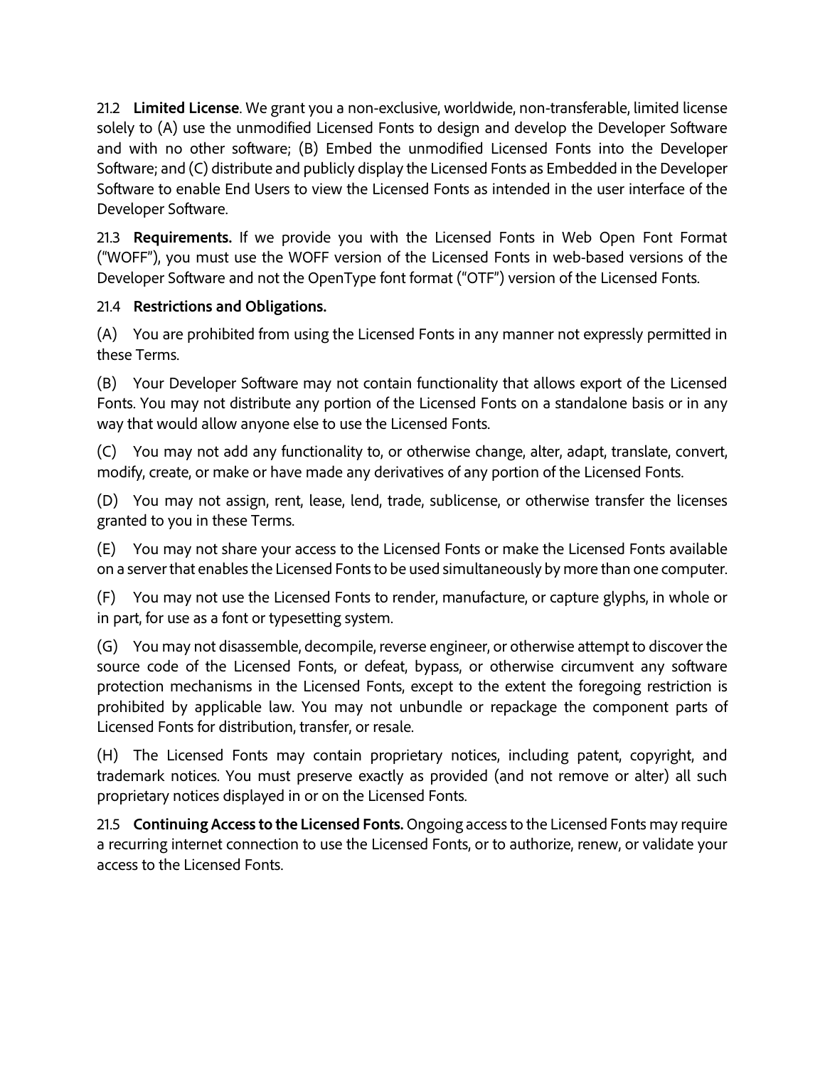21.2 **Limited License**. We grant you a non-exclusive, worldwide, non-transferable, limited license solely to (A) use the unmodified Licensed Fonts to design and develop the Developer Software and with no other software; (B) Embed the unmodified Licensed Fonts into the Developer Software; and (C) distribute and publicly display the Licensed Fonts as Embedded in the Developer Software to enable End Users to view the Licensed Fonts as intended in the user interface of the Developer Software.

21.3 **Requirements.** If we provide you with the Licensed Fonts in Web Open Font Format ("WOFF"), you must use the WOFF version of the Licensed Fonts in web-based versions of the Developer Software and not the OpenType font format ("OTF") version of the Licensed Fonts.

21.4 **Restrictions and Obligations.**

(A) You are prohibited from using the Licensed Fonts in any manner not expressly permitted in these Terms.

(B) Your Developer Software may not contain functionality that allows export of the Licensed Fonts. You may not distribute any portion of the Licensed Fonts on a standalone basis or in any way that would allow anyone else to use the Licensed Fonts.

(C) You may not add any functionality to, or otherwise change, alter, adapt, translate, convert, modify, create, or make or have made any derivatives of any portion of the Licensed Fonts.

(D) You may not assign, rent, lease, lend, trade, sublicense, or otherwise transfer the licenses granted to you in these Terms.

(E) You may not share your access to the Licensed Fonts or make the Licensed Fonts available on a server that enables the Licensed Fonts to be used simultaneously by more than one computer.

(F) You may not use the Licensed Fonts to render, manufacture, or capture glyphs, in whole or in part, for use as a font or typesetting system.

(G) You may not disassemble, decompile, reverse engineer, or otherwise attempt to discover the source code of the Licensed Fonts, or defeat, bypass, or otherwise circumvent any software protection mechanisms in the Licensed Fonts, except to the extent the foregoing restriction is prohibited by applicable law. You may not unbundle or repackage the component parts of Licensed Fonts for distribution, transfer, or resale.

(H) The Licensed Fonts may contain proprietary notices, including patent, copyright, and trademark notices. You must preserve exactly as provided (and not remove or alter) all such proprietary notices displayed in or on the Licensed Fonts.

21.5 **Continuing Access to the Licensed Fonts.** Ongoing access to the Licensed Fonts may require a recurring internet connection to use the Licensed Fonts, or to authorize, renew, or validate your access to the Licensed Fonts.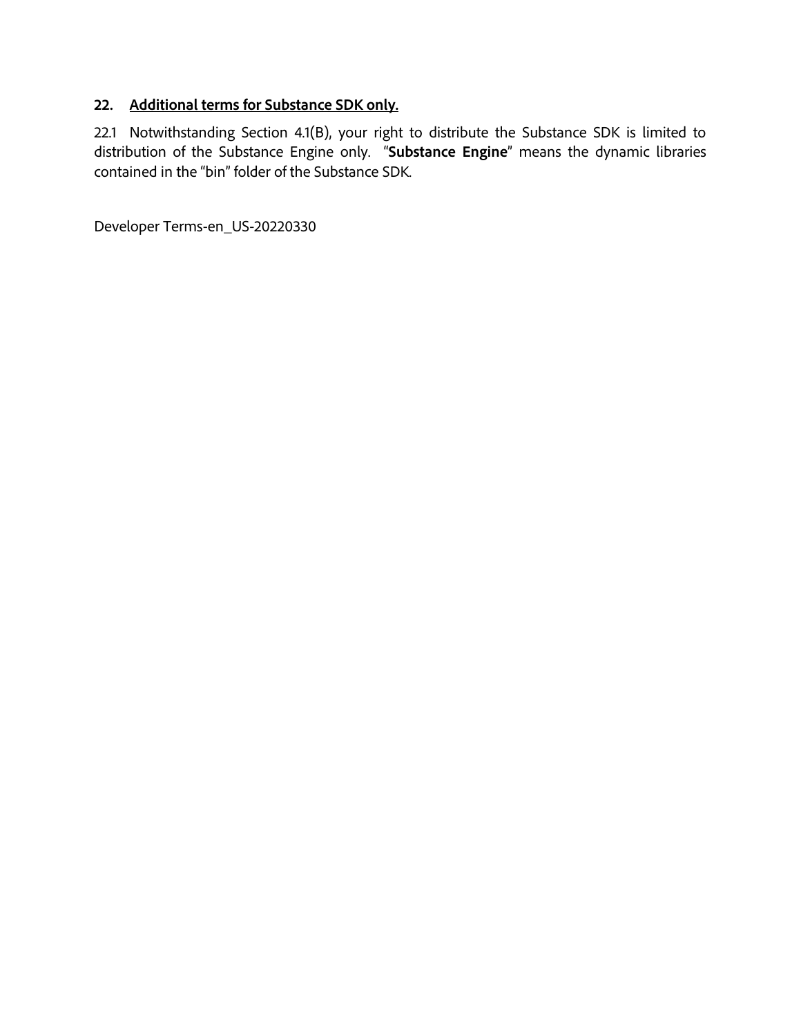## 22. Additional terms for Substance SDK only.

22.1 Notwithstanding Section 4.1(B), your right to distribute the Substance SDK is limited to distribution of the Substance Engine only. "**Substance Engine**" means the dynamic libraries contained in the "bin" folder of the Substance SDK.

Developer Terms-en_US-20220330